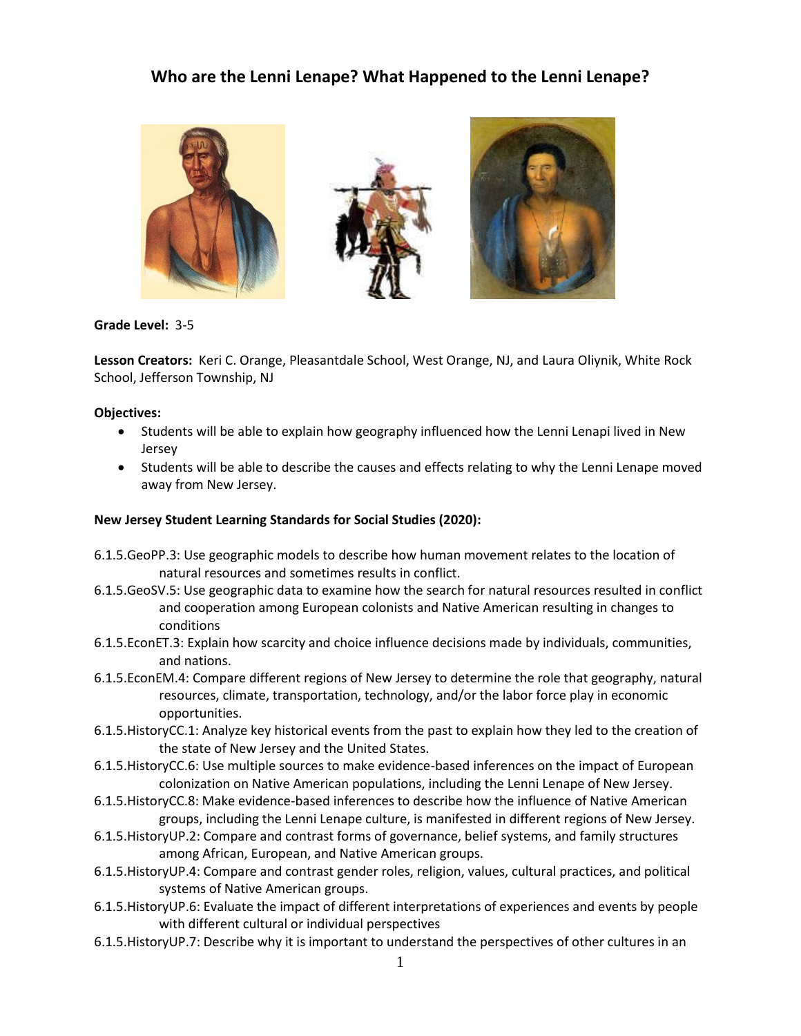# Who are the Lenni Lenape? What Happened to the Lenni Lenape?

**Grade Level:** 3-5

**Lesson Creators:** Keri C. Orange, Pleasantdale School, West Orange, NJ, and Laura Oliynik, White Rock School, Jefferson Township, NJ

**Objectives:**

- Students will be able to explain how geography influenced how the Lenni Lenapi lived in New Jersey
- Students will be able to describe the causes and effects relating to why the Lenni Lenape moved away from New Jersey.

**New Jersey Student Learning Standards for Social Studies (2020):**

6.1.5.GeoPP.3: Use geographic models to describe how human movement relates to the location of natural resources and sometimes results in conflict.

6.1.5.GeoSV.5: Use geographic data to examine how the search for natural resources resulted in conflict and cooperation among European colonists and Native American resulting in changes to conditions

6.1.5.EconET.3: Explain how scarcity and choice influence decisions made by individuals, communities, and nations.

6.1.5.EconEM.4: Compare different regions of New Jersey to determine the role that geography, natural resources, climate, transportation, technology, and/or the labor force play in economic opportunities.

6.1.5.HistoryCC.1: Analyze key historical events from the past to explain how they led to the creation of the state of New Jersey and the United States.

6.1.5.HistoryCC.6: Use multiple sources to make evidence-based inferences on the impact of European colonization on Native American populations, including the Lenni Lenape of New Jersey.

6.1.5.HistoryCC.8: Make evidence-based inferences to describe how the influence of Native American groups, including the Lenni Lenape culture, is manifested in different regions of New Jersey.

6.1.5.HistoryUP.2: Compare and contrast forms of governance, belief systems, and family structures among African, European, and Native American groups.

6.1.5.HistoryUP.4: Compare and contrast gender roles, religion, values, cultural practices, and political systems of Native American groups.

6.1.5.HistoryUP.6: Evaluate the impact of different interpretations of experiences and events by people with different cultural or individual perspectives

6.1.5.HistoryUP.7: Describe why it is important to understand the perspectives of other cultures in an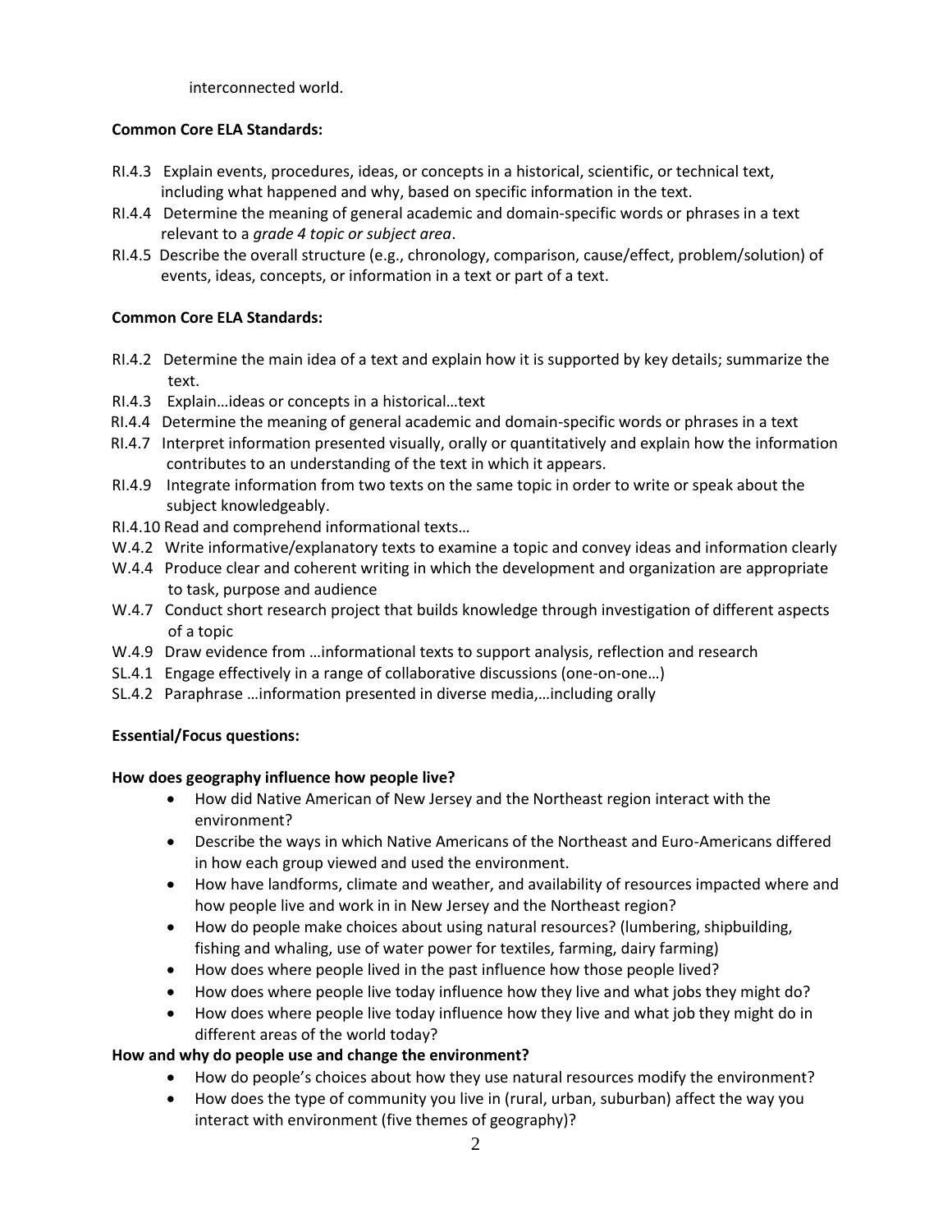interconnected world.

**Common Core ELA Standards:**

- RI.4.3 Explain events, procedures, ideas, or concepts in a historical, scientific, or technical text, including what happened and why, based on specific information in the text.
- RI.4.4 Determine the meaning of general academic and domain-specific words or phrases in a text relevant to a *grade 4 topic or subject area*.
- RI.4.5 Describe the overall structure (e.g., chronology, comparison, cause/effect, problem/solution) of events, ideas, concepts, or information in a text or part of a text.

**Common Core ELA Standards:**

- RI.4.2 Determine the main idea of a text and explain how it is supported by key details; summarize the text.
- RI.4.3 Explain…ideas or concepts in a historical…text
- RI.4.4 Determine the meaning of general academic and domain-specific words or phrases in a text
- RI.4.7 Interpret information presented visually, orally or quantitatively and explain how the information contributes to an understanding of the text in which it appears.
- RI.4.9 Integrate information from two texts on the same topic in order to write or speak about the subject knowledgeably.
- RI.4.10 Read and comprehend informational texts…
- W.4.2 Write informative/explanatory texts to examine a topic and convey ideas and information clearly
- W.4.4 Produce clear and coherent writing in which the development and organization are appropriate to task, purpose and audience
- W.4.7 Conduct short research project that builds knowledge through investigation of different aspects of a topic
- W.4.9 Draw evidence from …informational texts to support analysis, reflection and research
- SL.4.1 Engage effectively in a range of collaborative discussions (one-on-one…)
- SL.4.2 Paraphrase …information presented in diverse media,…including orally

**Essential/Focus questions:**

**How does geography influence how people live?**

- How did Native American of New Jersey and the Northeast region interact with the environment?
- Describe the ways in which Native Americans of the Northeast and Euro-Americans differed in how each group viewed and used the environment.
- How have landforms, climate and weather, and availability of resources impacted where and how people live and work in in New Jersey and the Northeast region?
- How do people make choices about using natural resources? (lumbering, shipbuilding, fishing and whaling, use of water power for textiles, farming, dairy farming)
- How does where people lived in the past influence how those people lived?
- How does where people live today influence how they live and what jobs they might do?
- How does where people live today influence how they live and what job they might do in different areas of the world today?

**How and why do people use and change the environment?**

- How do people's choices about how they use natural resources modify the environment?
- How does the type of community you live in (rural, urban, suburban) affect the way you interact with environment (five themes of geography)?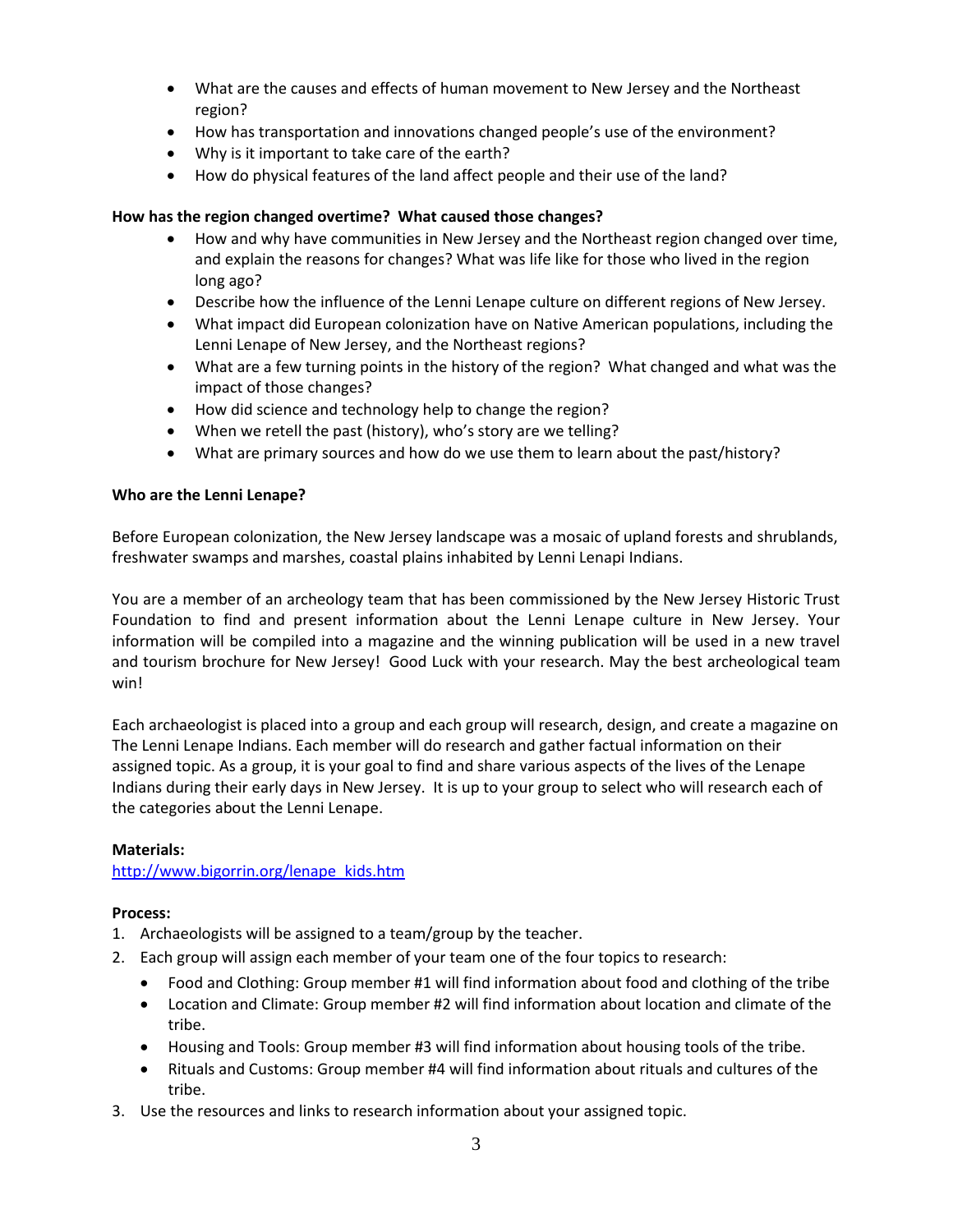- What are the causes and effects of human movement to New Jersey and the Northeast region?
- How has transportation and innovations changed people's use of the environment?
- Why is it important to take care of the earth?
- How do physical features of the land affect people and their use of the land?

**How has the region changed overtime? What caused those changes?**

- How and why have communities in New Jersey and the Northeast region changed over time, and explain the reasons for changes? What was life like for those who lived in the region long ago?
- Describe how the influence of the Lenni Lenape culture on different regions of New Jersey.
- What impact did European colonization have on Native American populations, including the Lenni Lenape of New Jersey, and the Northeast regions?
- What are a few turning points in the history of the region? What changed and what was the impact of those changes?
- How did science and technology help to change the region?
- When we retell the past (history), who's story are we telling?
- What are primary sources and how do we use them to learn about the past/history?

**Who are the Lenni Lenape?**

Before European colonization, the New Jersey landscape was a mosaic of upland forests and shrublands, freshwater swamps and marshes, coastal plains inhabited by Lenni Lenapi Indians.

You are a member of an archeology team that has been commissioned by the New Jersey Historic Trust Foundation to find and present information about the Lenni Lenape culture in New Jersey. Your information will be compiled into a magazine and the winning publication will be used in a new travel and tourism brochure for New Jersey! Good Luck with your research. May the best archeological team win!

Each archaeologist is placed into a group and each group will research, design, and create a magazine on The Lenni Lenape Indians. Each member will do research and gather factual information on their assigned topic. As a group, it is your goal to find and share various aspects of the lives of the Lenape Indians during their early days in New Jersey. It is up to your group to select who will research each of the categories about the Lenni Lenape.

**Materials:**
http://www.bigorrin.org/lenape_kids.htm

**Process:**

1. Archaeologists will be assigned to a team/group by the teacher.
2. Each group will assign each member of your team one of the four topics to research:
   - Food and Clothing: Group member #1 will find information about food and clothing of the tribe
   - Location and Climate: Group member #2 will find information about location and climate of the tribe.
   - Housing and Tools: Group member #3 will find information about housing tools of the tribe.
   - Rituals and Customs: Group member #4 will find information about rituals and cultures of the tribe.
3. Use the resources and links to research information about your assigned topic.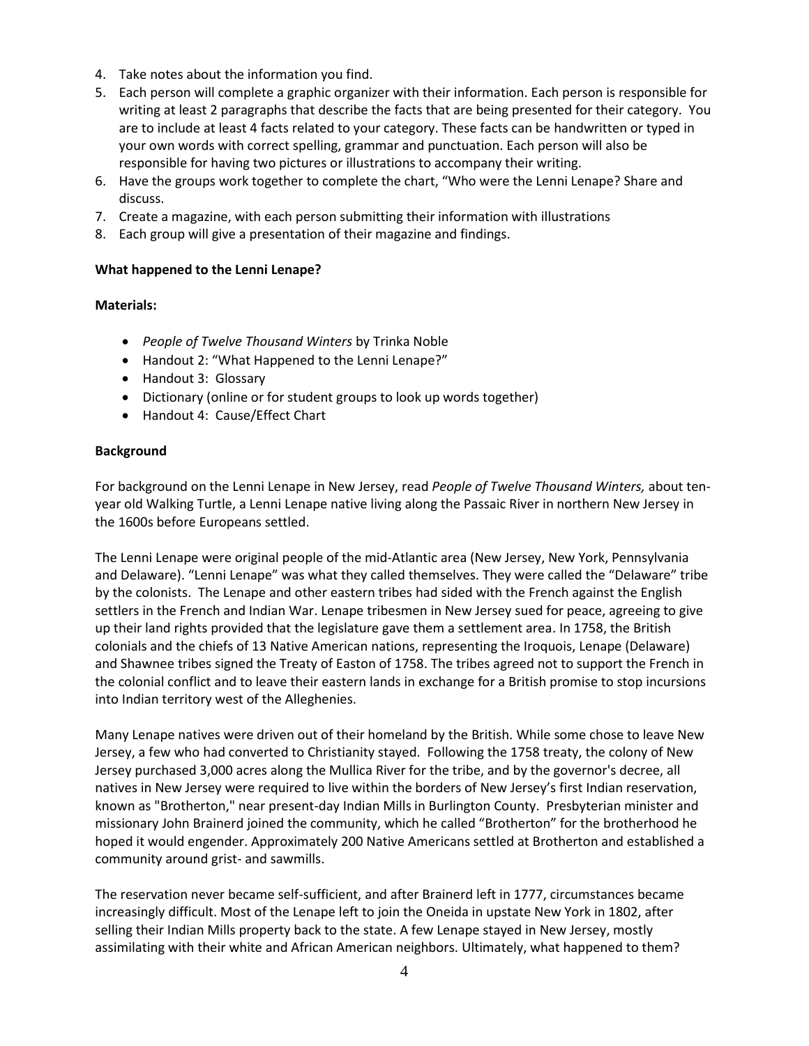4. Take notes about the information you find.
5. Each person will complete a graphic organizer with their information. Each person is responsible for writing at least 2 paragraphs that describe the facts that are being presented for their category. You are to include at least 4 facts related to your category. These facts can be handwritten or typed in your own words with correct spelling, grammar and punctuation. Each person will also be responsible for having two pictures or illustrations to accompany their writing.
6. Have the groups work together to complete the chart, "Who were the Lenni Lenape? Share and discuss.
7. Create a magazine, with each person submitting their information with illustrations
8. Each group will give a presentation of their magazine and findings.

**What happened to the Lenni Lenape?**

**Materials:**

- *People of Twelve Thousand Winters* by Trinka Noble
- Handout 2: "What Happened to the Lenni Lenape?"
- Handout 3: Glossary
- Dictionary (online or for student groups to look up words together)
- Handout 4: Cause/Effect Chart

**Background**

For background on the Lenni Lenape in New Jersey, read *People of Twelve Thousand Winters,* about ten-year old Walking Turtle, a Lenni Lenape native living along the Passaic River in northern New Jersey in the 1600s before Europeans settled.

The Lenni Lenape were original people of the mid-Atlantic area (New Jersey, New York, Pennsylvania and Delaware). "Lenni Lenape" was what they called themselves. They were called the "Delaware" tribe by the colonists. The Lenape and other eastern tribes had sided with the French against the English settlers in the French and Indian War. Lenape tribesmen in New Jersey sued for peace, agreeing to give up their land rights provided that the legislature gave them a settlement area. In 1758, the British colonials and the chiefs of 13 Native American nations, representing the Iroquois, Lenape (Delaware) and Shawnee tribes signed the Treaty of Easton of 1758. The tribes agreed not to support the French in the colonial conflict and to leave their eastern lands in exchange for a British promise to stop incursions into Indian territory west of the Alleghenies.

Many Lenape natives were driven out of their homeland by the British. While some chose to leave New Jersey, a few who had converted to Christianity stayed. Following the 1758 treaty, the colony of New Jersey purchased 3,000 acres along the Mullica River for the tribe, and by the governor's decree, all natives in New Jersey were required to live within the borders of New Jersey's first Indian reservation, known as "Brotherton," near present-day Indian Mills in Burlington County. Presbyterian minister and missionary John Brainerd joined the community, which he called "Brotherton" for the brotherhood he hoped it would engender. Approximately 200 Native Americans settled at Brotherton and established a community around grist- and sawmills.

The reservation never became self-sufficient, and after Brainerd left in 1777, circumstances became increasingly difficult. Most of the Lenape left to join the Oneida in upstate New York in 1802, after selling their Indian Mills property back to the state. A few Lenape stayed in New Jersey, mostly assimilating with their white and African American neighbors. Ultimately, what happened to them?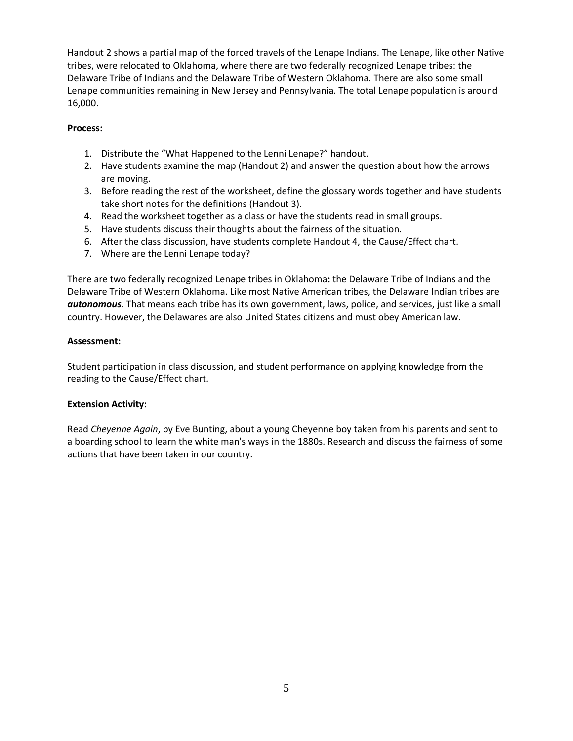Handout 2 shows a partial map of the forced travels of the Lenape Indians. The Lenape, like other Native tribes, were relocated to Oklahoma, where there are two federally recognized Lenape tribes: the Delaware Tribe of Indians and the Delaware Tribe of Western Oklahoma. There are also some small Lenape communities remaining in New Jersey and Pennsylvania. The total Lenape population is around 16,000.

**Process:**

1. Distribute the "What Happened to the Lenni Lenape?" handout.
2. Have students examine the map (Handout 2) and answer the question about how the arrows are moving.
3. Before reading the rest of the worksheet, define the glossary words together and have students take short notes for the definitions (Handout 3).
4. Read the worksheet together as a class or have the students read in small groups.
5. Have students discuss their thoughts about the fairness of the situation.
6. After the class discussion, have students complete Handout 4, the Cause/Effect chart.
7. Where are the Lenni Lenape today?

There are two federally recognized Lenape tribes in Oklahoma**:** the Delaware Tribe of Indians and the Delaware Tribe of Western Oklahoma. Like most Native American tribes, the Delaware Indian tribes are ***autonomous***. That means each tribe has its own government, laws, police, and services, just like a small country. However, the Delawares are also United States citizens and must obey American law.

**Assessment:**

Student participation in class discussion, and student performance on applying knowledge from the reading to the Cause/Effect chart.

**Extension Activity:**

Read *Cheyenne Again*, by Eve Bunting, about a young Cheyenne boy taken from his parents and sent to a boarding school to learn the white man's ways in the 1880s. Research and discuss the fairness of some actions that have been taken in our country.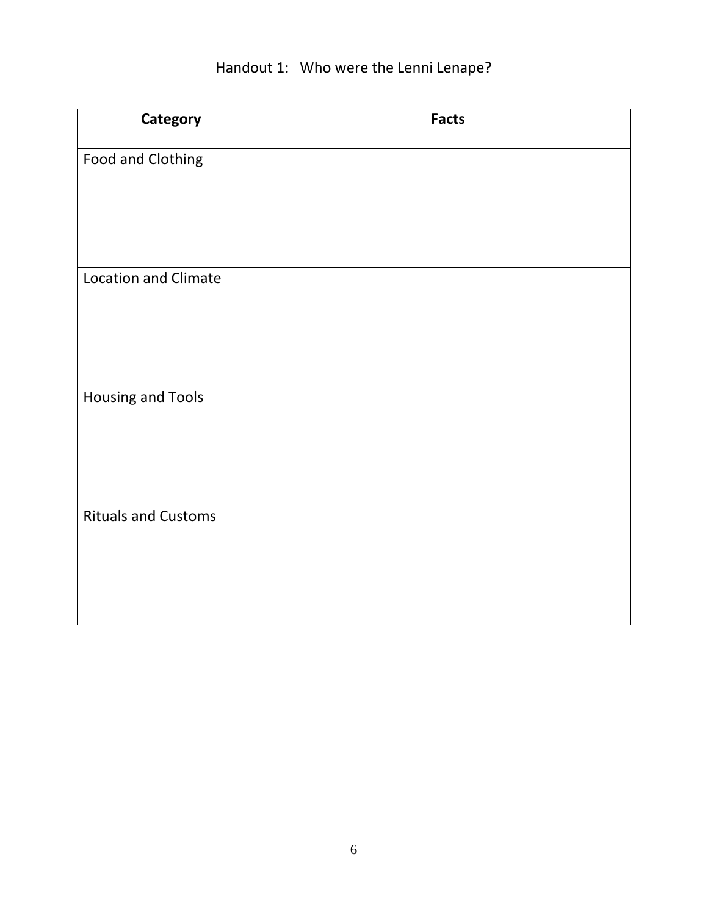# Handout 1: Who were the Lenni Lenape?

| Category | Facts |
| --- | --- |
| Food and Clothing | |
| Location and Climate | |
| Housing and Tools | |
| Rituals and Customs | |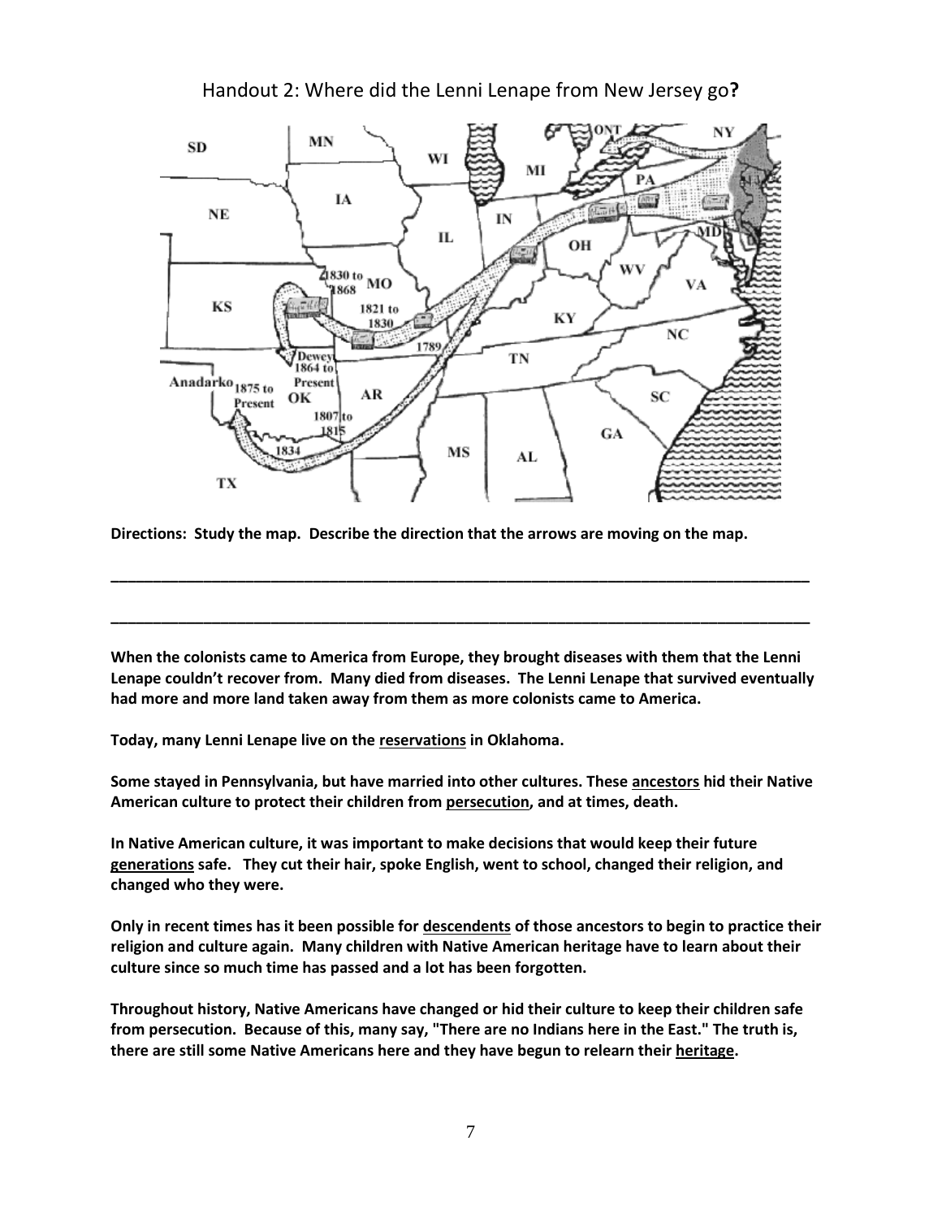## Handout 2: Where did the Lenni Lenape from New Jersey go?

**Directions: Study the map. Describe the direction that the arrows are moving on the map.**

_______________________________________________________________________________

_______________________________________________________________________________

**When the colonists came to America from Europe, they brought diseases with them that the Lenni Lenape couldn't recover from. Many died from diseases. The Lenni Lenape that survived eventually had more and more land taken away from them as more colonists came to America.**

**Today, many Lenni Lenape live on the reservations in Oklahoma.**

**Some stayed in Pennsylvania, but have married into other cultures. These ancestors hid their Native American culture to protect their children from persecution, and at times, death.**

**In Native American culture, it was important to make decisions that would keep their future generations safe. They cut their hair, spoke English, went to school, changed their religion, and changed who they were.**

**Only in recent times has it been possible for descendents of those ancestors to begin to practice their religion and culture again. Many children with Native American heritage have to learn about their culture since so much time has passed and a lot has been forgotten.**

**Throughout history, Native Americans have changed or hid their culture to keep their children safe from persecution. Because of this, many say, "There are no Indians here in the East." The truth is, there are still some Native Americans here and they have begun to relearn their heritage.**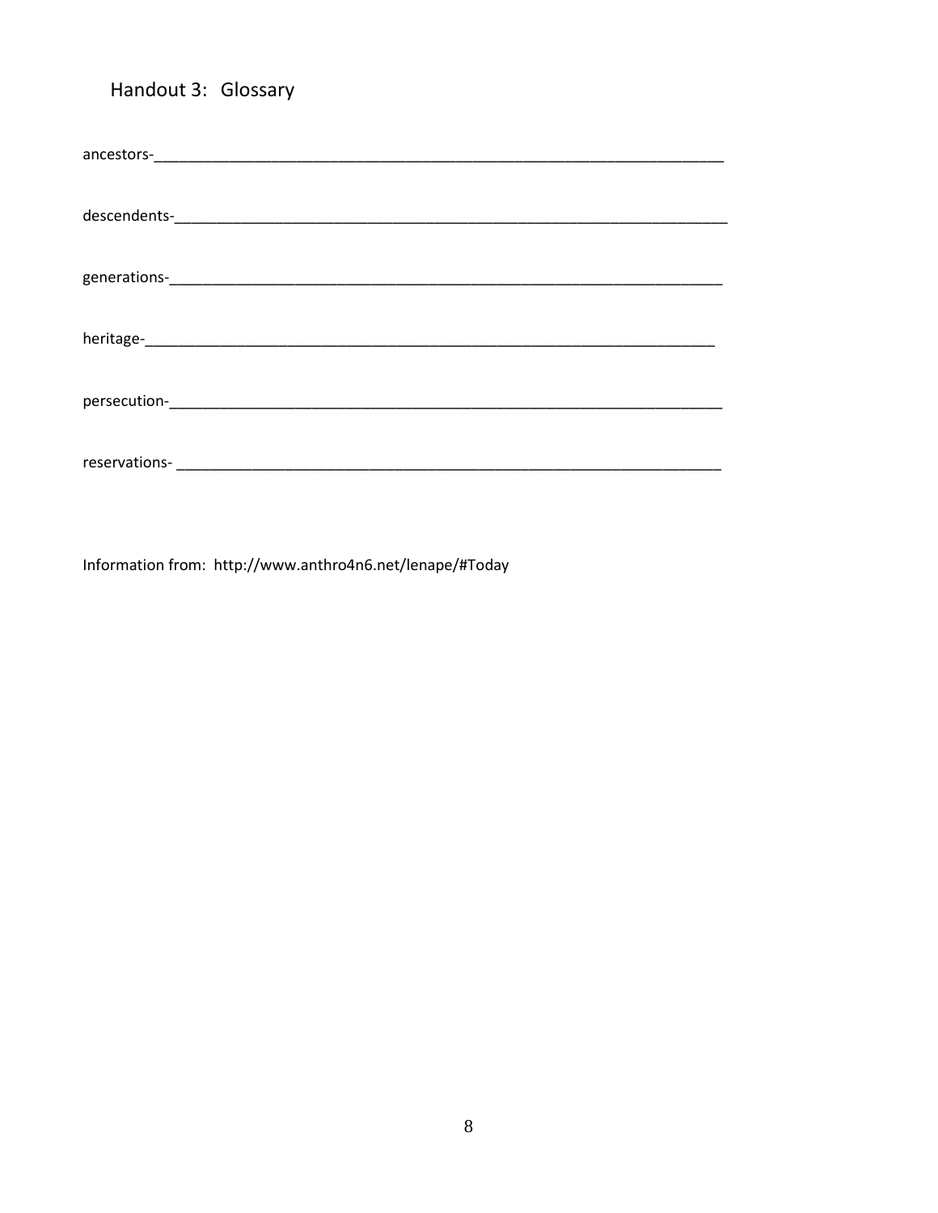# Handout 3: Glossary

ancestors-______________________________________________________________________

descendents-____________________________________________________________________

generations-____________________________________________________________________

heritage-_______________________________________________________________________

persecution-____________________________________________________________________

reservations- ___________________________________________________________________

Information from: http://www.anthro4n6.net/lenape/#Today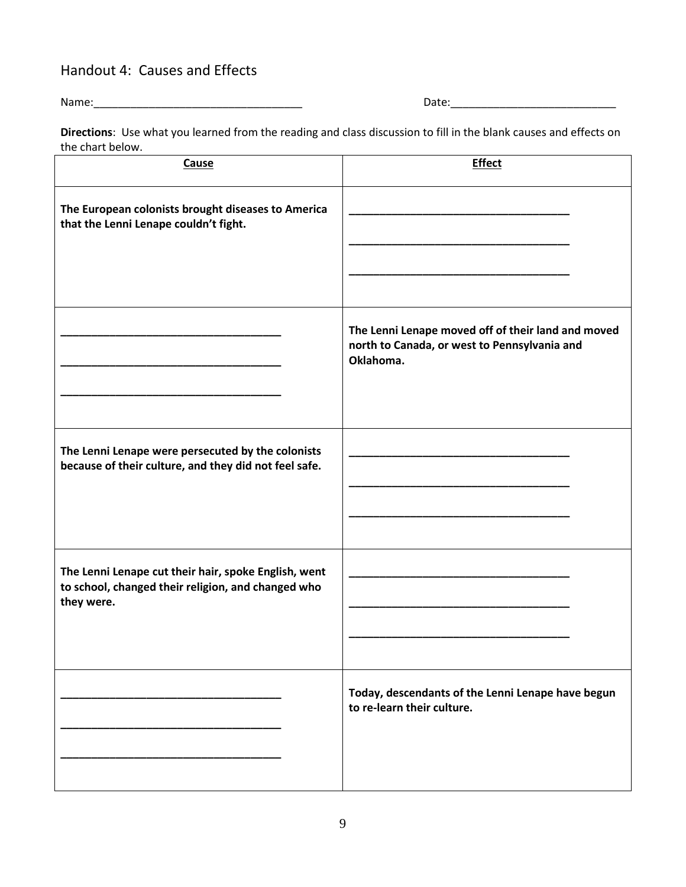## Handout 4: Causes and Effects

Name:___________________________________ Date:____________________________

**Directions**: Use what you learned from the reading and class discussion to fill in the blank causes and effects on the chart below.

| **Cause** | **Effect** |
| --- | --- |
| **The European colonists brought diseases to America that the Lenni Lenape couldn't fight.** | ____________________________________<br><br>____________________________________<br><br>____________________________________ |
| ____________________________________<br><br>____________________________________<br><br>____________________________________ | **The Lenni Lenape moved off of their land and moved north to Canada, or west to Pennsylvania and Oklahoma.** |
| **The Lenni Lenape were persecuted by the colonists because of their culture, and they did not feel safe.** | ____________________________________<br><br>____________________________________<br><br>____________________________________ |
| **The Lenni Lenape cut their hair, spoke English, went to school, changed their religion, and changed who they were.** | ____________________________________<br><br>____________________________________<br><br>____________________________________ |
| ____________________________________<br><br>____________________________________<br><br>____________________________________ | **Today, descendants of the Lenni Lenape have begun to re-learn their culture.** |